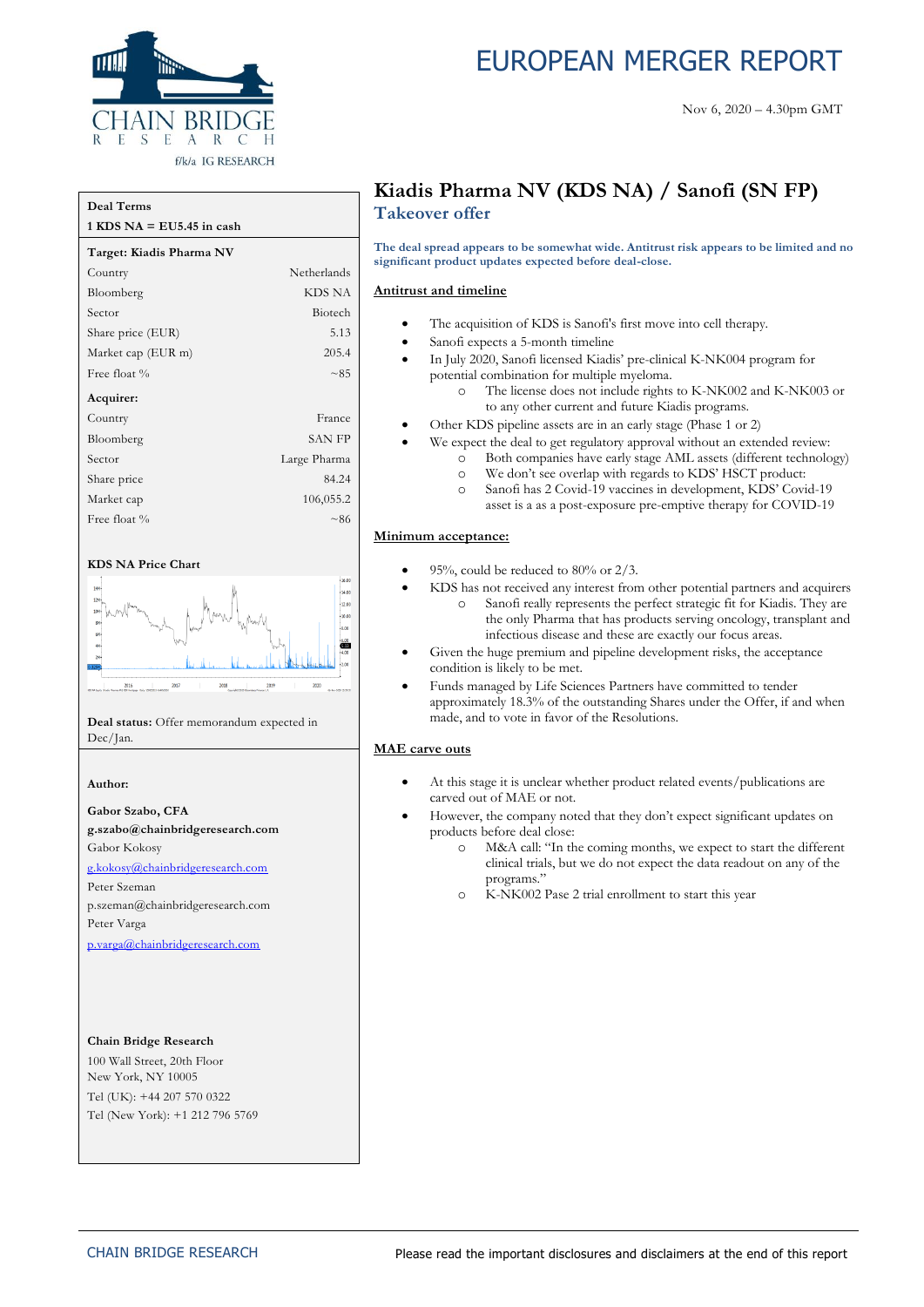# EUROPEAN MERGER REPORT

Nov 6, 2020 – 4.30pm GMT

CHAIN BRIDGE RESEARCH
f/k/a IG RESEARCH

**Deal Terms**

**1 KDS NA = EU5.45 in cash**

| | |
|---|---|
| **Target: Kiadis Pharma NV** | |
| Country | Netherlands |
| Bloomberg | KDS NA |
| Sector | Biotech |
| Share price (EUR) | 5.13 |
| Market cap (EUR m) | 205.4 |
| Free float % | ~85 |
| **Acquirer:** | |
| Country | France |
| Bloomberg | SAN FP |
| Sector | Large Pharma |
| Share price | 84.24 |
| Market cap | 106,055.2 |
| Free float % | ~86 |

**KDS NA Price Chart**

2016
2017
2018
2019
2020

**Deal status:** Offer memorandum expected in Dec/Jan.

**Author:**

**Gabor Szabo, CFA**
**g.szabo@chainbridgeresearch.com**
Gabor Kokosy
g.kokosy@chainbridgeresearch.com
Peter Szeman
p.szeman@chainbridgeresearch.com
Peter Varga
p.varga@chainbridgeresearch.com

**Chain Bridge Research**
100 Wall Street, 20th Floor
New York, NY 10005
Tel (UK): +44 207 570 0322
Tel (New York): +1 212 796 5769

# Kiadis Pharma NV (KDS NA) / Sanofi (SN FP)

## Takeover offer

**The deal spread appears to be somewhat wide. Antitrust risk appears to be limited and no significant product updates expected before deal-close.**

### Antitrust and timeline

- The acquisition of KDS is Sanofi's first move into cell therapy.
- Sanofi expects a 5-month timeline
- In July 2020, Sanofi licensed Kiadis' pre-clinical K-NK004 program for potential combination for multiple myeloma.
  - The license does not include rights to K-NK002 and K-NK003 or to any other current and future Kiadis programs.
- Other KDS pipeline assets are in an early stage (Phase 1 or 2)
- We expect the deal to get regulatory approval without an extended review:
  - Both companies have early stage AML assets (different technology)
  - We don't see overlap with regards to KDS' HSCT product:
  - Sanofi has 2 Covid-19 vaccines in development, KDS' Covid-19 asset is a as a post-exposure pre-emptive therapy for COVID-19

### Minimum acceptance:

- 95%, could be reduced to 80% or 2/3.
- KDS has not received any interest from other potential partners and acquirers
  - Sanofi really represents the perfect strategic fit for Kiadis. They are the only Pharma that has products serving oncology, transplant and infectious disease and these are exactly our focus areas.
- Given the huge premium and pipeline development risks, the acceptance condition is likely to be met.
- Funds managed by Life Sciences Partners have committed to tender approximately 18.3% of the outstanding Shares under the Offer, if and when made, and to vote in favor of the Resolutions.

### MAE carve outs

- At this stage it is unclear whether product related events/publications are carved out of MAE or not.
- However, the company noted that they don't expect significant updates on products before deal close:
  - M&A call: "In the coming months, we expect to start the different clinical trials, but we do not expect the data readout on any of the programs."
  - K-NK002 Pase 2 trial enrollment to start this year

CHAIN BRIDGE RESEARCH — Please read the important disclosures and disclaimers at the end of this report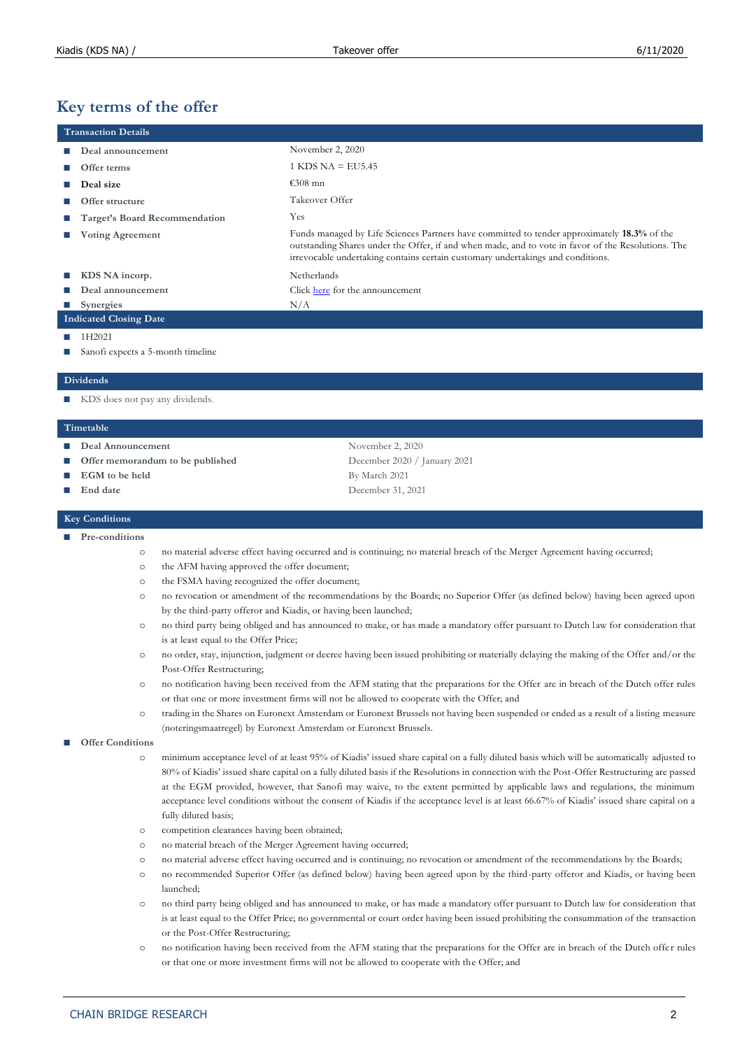# Key terms of the offer

### Transaction Details

- **Deal announcement**: November 2, 2020
- **Offer terms**: 1 KDS NA = EU5.45
- **Deal size**: €308 mn
- **Offer structure**: Takeover Offer
- **Target's Board Recommendation**: Yes
- **Voting Agreement**: Funds managed by Life Sciences Partners have committed to tender approximately **18.3%** of the outstanding Shares under the Offer, if and when made, and to vote in favor of the Resolutions. The irrevocable undertaking contains certain customary undertakings and conditions.
- **KDS NA incorp.**: Netherlands
- **Deal announcement**: Click here for the announcement
- **Synergies**: N/A

### Indicated Closing Date

- 1H2021
- Sanofi expects a 5-month timeline

### Dividends

- KDS does not pay any dividends.

### Timetable

- **Deal Announcement**: November 2, 2020
- **Offer memorandum to be published**: December 2020 / January 2021
- **EGM to be held**: By March 2021
- **End date**: December 31, 2021

### Key Conditions

- **Pre-conditions**
  - no material adverse effect having occurred and is continuing; no material breach of the Merger Agreement having occurred;
  - the AFM having approved the offer document;
  - the FSMA having recognized the offer document;
  - no revocation or amendment of the recommendations by the Boards; no Superior Offer (as defined below) having been agreed upon by the third-party offeror and Kiadis, or having been launched;
  - no third party being obliged and has announced to make, or has made a mandatory offer pursuant to Dutch law for consideration that is at least equal to the Offer Price;
  - no order, stay, injunction, judgment or decree having been issued prohibiting or materially delaying the making of the Offer and/or the Post-Offer Restructuring;
  - no notification having been received from the AFM stating that the preparations for the Offer are in breach of the Dutch offer rules or that one or more investment firms will not be allowed to cooperate with the Offer; and
  - trading in the Shares on Euronext Amsterdam or Euronext Brussels not having been suspended or ended as a result of a listing measure (noteringsmaatregel) by Euronext Amsterdam or Euronext Brussels.
- **Offer Conditions**
  - minimum acceptance level of at least 95% of Kiadis' issued share capital on a fully diluted basis which will be automatically adjusted to 80% of Kiadis' issued share capital on a fully diluted basis if the Resolutions in connection with the Post-Offer Restructuring are passed at the EGM provided, however, that Sanofi may waive, to the extent permitted by applicable laws and regulations, the minimum acceptance level conditions without the consent of Kiadis if the acceptance level is at least 66.67% of Kiadis' issued share capital on a fully diluted basis;
  - competition clearances having been obtained;
  - no material breach of the Merger Agreement having occurred;
  - no material adverse effect having occurred and is continuing; no revocation or amendment of the recommendations by the Boards;
  - no recommended Superior Offer (as defined below) having been agreed upon by the third-party offeror and Kiadis, or having been launched;
  - no third party being obliged and has announced to make, or has made a mandatory offer pursuant to Dutch law for consideration that is at least equal to the Offer Price; no governmental or court order having been issued prohibiting the consummation of the transaction or the Post-Offer Restructuring;
  - no notification having been received from the AFM stating that the preparations for the Offer are in breach of the Dutch offer rules or that one or more investment firms will not be allowed to cooperate with the Offer; and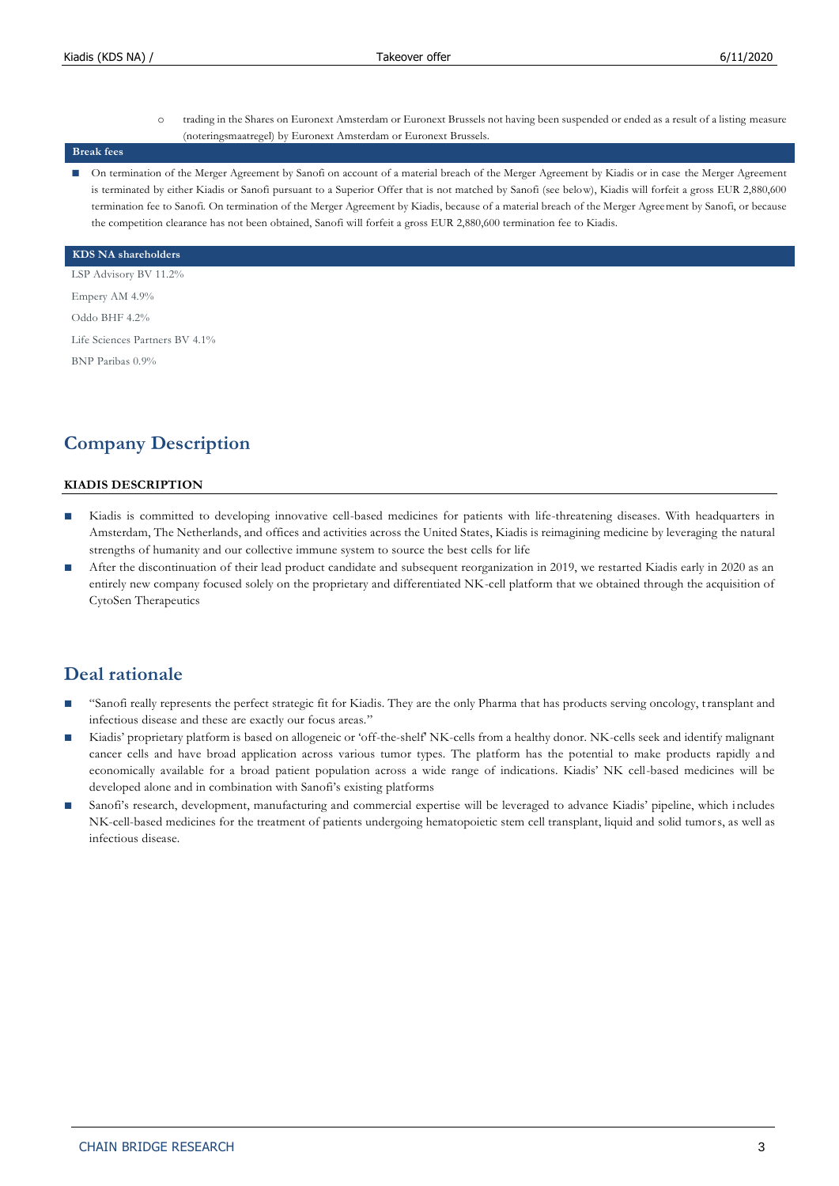- trading in the Shares on Euronext Amsterdam or Euronext Brussels not having been suspended or ended as a result of a listing measure (noteringsmaatregel) by Euronext Amsterdam or Euronext Brussels.

**Break fees**

- On termination of the Merger Agreement by Sanofi on account of a material breach of the Merger Agreement by Kiadis or in case the Merger Agreement is terminated by either Kiadis or Sanofi pursuant to a Superior Offer that is not matched by Sanofi (see below), Kiadis will forfeit a gross EUR 2,880,600 termination fee to Sanofi. On termination of the Merger Agreement by Kiadis, because of a material breach of the Merger Agreement by Sanofi, or because the competition clearance has not been obtained, Sanofi will forfeit a gross EUR 2,880,600 termination fee to Kiadis.

**KDS NA shareholders**

LSP Advisory BV 11.2%

Empery AM 4.9%

Oddo BHF 4.2%

Life Sciences Partners BV 4.1%

BNP Paribas 0.9%

## Company Description

### KIADIS DESCRIPTION

- Kiadis is committed to developing innovative cell-based medicines for patients with life-threatening diseases. With headquarters in Amsterdam, The Netherlands, and offices and activities across the United States, Kiadis is reimagining medicine by leveraging the natural strengths of humanity and our collective immune system to source the best cells for life
- After the discontinuation of their lead product candidate and subsequent reorganization in 2019, we restarted Kiadis early in 2020 as an entirely new company focused solely on the proprietary and differentiated NK-cell platform that we obtained through the acquisition of CytoSen Therapeutics

## Deal rationale

- "Sanofi really represents the perfect strategic fit for Kiadis. They are the only Pharma that has products serving oncology, transplant and infectious disease and these are exactly our focus areas."
- Kiadis' proprietary platform is based on allogeneic or 'off-the-shelf' NK-cells from a healthy donor. NK-cells seek and identify malignant cancer cells and have broad application across various tumor types. The platform has the potential to make products rapidly and economically available for a broad patient population across a wide range of indications. Kiadis' NK cell-based medicines will be developed alone and in combination with Sanofi's existing platforms
- Sanofi's research, development, manufacturing and commercial expertise will be leveraged to advance Kiadis' pipeline, which includes NK-cell-based medicines for the treatment of patients undergoing hematopoietic stem cell transplant, liquid and solid tumors, as well as infectious disease.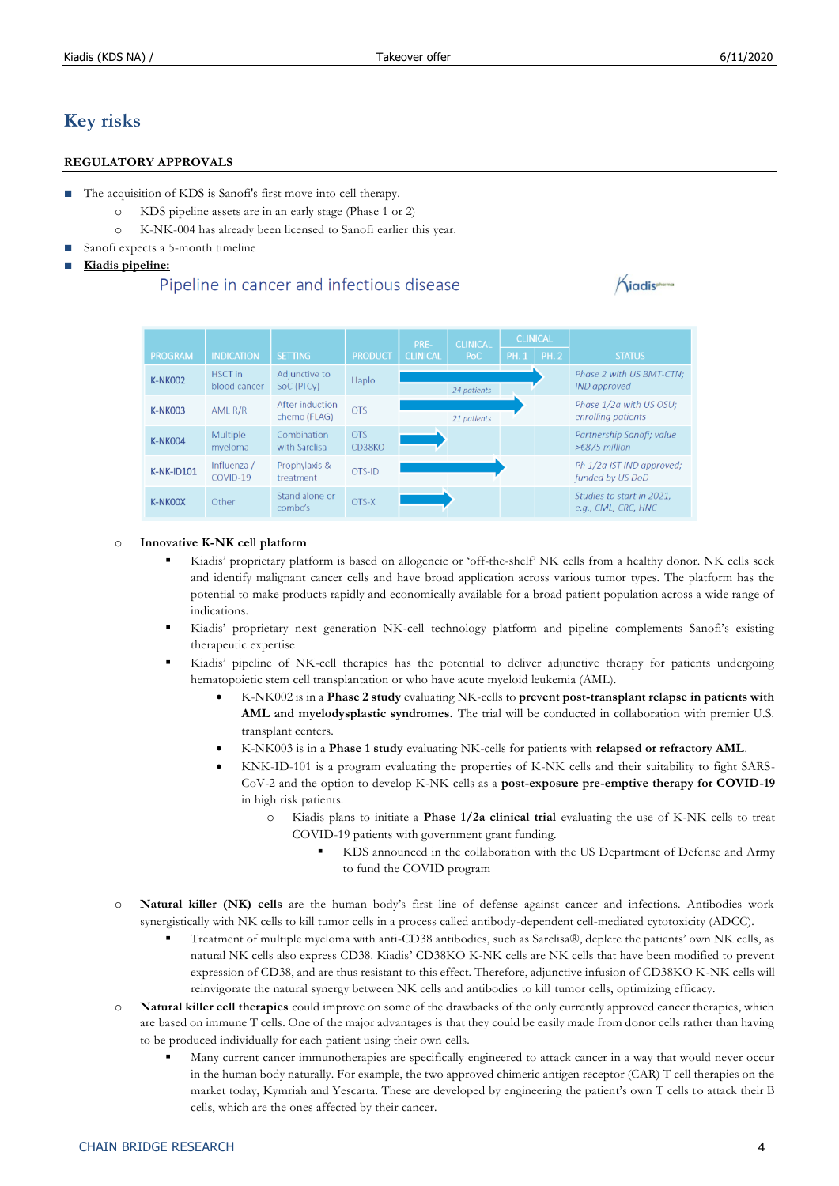# Key risks

## REGULATORY APPROVALS

- The acquisition of KDS is Sanofi's first move into cell therapy.
  - KDS pipeline assets are in an early stage (Phase 1 or 2)
  - K-NK-004 has already been licensed to Sanofi earlier this year.
- Sanofi expects a 5-month timeline
- **Kiadis pipeline:**

Pipeline in cancer and infectious disease

Kiadis pharma

| PROGRAM | INDICATION | SETTING | PRODUCT | PRE-CLINICAL | CLINICAL PoC | CLINICAL PH. 1 | CLINICAL PH. 2 | STATUS |
|---|---|---|---|---|---|---|---|---|
| K-NK002 | HSCT in blood cancer | Adjunctive to SoC (PTCy) | Haplo | | 24 patients | | | *Phase 2 with US BMT-CTN; IND approved* |
| K-NK003 | AML R/R | After induction chemo (FLAG) | OTS | | 21 patients | | | *Phase 1/2a with US OSU; enrolling patients* |
| K-NK004 | Multiple myeloma | Combination with Sarclisa | OTS CD38KO | | | | | *Partnership Sanofi; value >€875 million* |
| K-NK-ID101 | Influenza / COVID-19 | Prophylaxis & treatment | OTS-ID | | | | | *Ph 1/2a IST IND approved; funded by US DoD* |
| K-NK00X | Other | Stand alone or combo's | OTS-X | | | | | *Studies to start in 2021, e.g., CML, CRC, HNC* |

- **Innovative K-NK cell platform**
  - Kiadis' proprietary platform is based on allogeneic or 'off-the-shelf' NK cells from a healthy donor. NK cells seek and identify malignant cancer cells and have broad application across various tumor types. The platform has the potential to make products rapidly and economically available for a broad patient population across a wide range of indications.
  - Kiadis' proprietary next generation NK-cell technology platform and pipeline complements Sanofi's existing therapeutic expertise
  - Kiadis' pipeline of NK-cell therapies has the potential to deliver adjunctive therapy for patients undergoing hematopoietic stem cell transplantation or who have acute myeloid leukemia (AML).
    - K-NK002 is in a **Phase 2 study** evaluating NK-cells to **prevent post-transplant relapse in patients with AML and myelodysplastic syndromes.** The trial will be conducted in collaboration with premier U.S. transplant centers.
    - K-NK003 is in a **Phase 1 study** evaluating NK-cells for patients with **relapsed or refractory AML**.
    - KNK-ID-101 is a program evaluating the properties of K-NK cells and their suitability to fight SARS-CoV-2 and the option to develop K-NK cells as a **post-exposure pre-emptive therapy for COVID-19** in high risk patients.
      - Kiadis plans to initiate a **Phase 1/2a clinical trial** evaluating the use of K-NK cells to treat COVID-19 patients with government grant funding.
        - KDS announced in the collaboration with the US Department of Defense and Army to fund the COVID program

- **Natural killer (NK) cells** are the human body's first line of defense against cancer and infections. Antibodies work synergistically with NK cells to kill tumor cells in a process called antibody-dependent cell-mediated cytotoxicity (ADCC).
  - Treatment of multiple myeloma with anti-CD38 antibodies, such as Sarclisa®, deplete the patients' own NK cells, as natural NK cells also express CD38. Kiadis' CD38KO K-NK cells are NK cells that have been modified to prevent expression of CD38, and are thus resistant to this effect. Therefore, adjunctive infusion of CD38KO K-NK cells will reinvigorate the natural synergy between NK cells and antibodies to kill tumor cells, optimizing efficacy.
- **Natural killer cell therapies** could improve on some of the drawbacks of the only currently approved cancer therapies, which are based on immune T cells. One of the major advantages is that they could be easily made from donor cells rather than having to be produced individually for each patient using their own cells.
  - Many current cancer immunotherapies are specifically engineered to attack cancer in a way that would never occur in the human body naturally. For example, the two approved chimeric antigen receptor (CAR) T cell therapies on the market today, Kymriah and Yescarta. These are developed by engineering the patient's own T cells to attack their B cells, which are the ones affected by their cancer.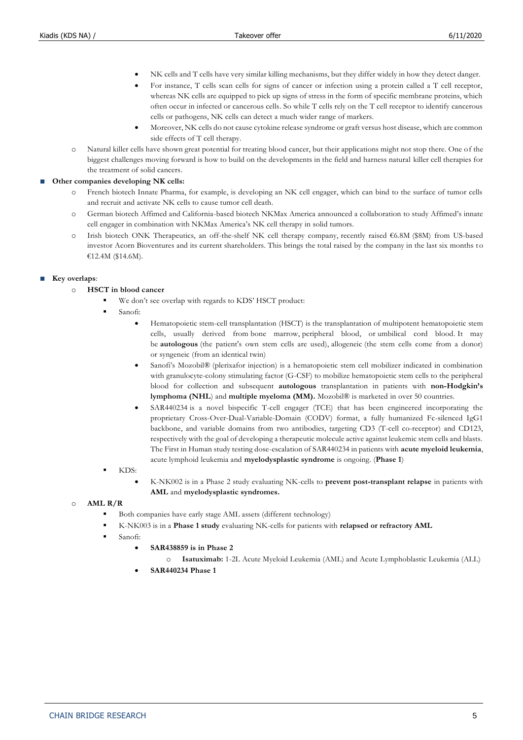- NK cells and T cells have very similar killing mechanisms, but they differ widely in how they detect danger.
- For instance, T cells scan cells for signs of cancer or infection using a protein called a T cell receptor, whereas NK cells are equipped to pick up signs of stress in the form of specific membrane proteins, which often occur in infected or cancerous cells. So while T cells rely on the T cell receptor to identify cancerous cells or pathogens, NK cells can detect a much wider range of markers.
- Moreover, NK cells do not cause cytokine release syndrome or graft versus host disease, which are common side effects of T cell therapy.

- Natural killer cells have shown great potential for treating blood cancer, but their applications might not stop there. One of the biggest challenges moving forward is how to build on the developments in the field and harness natural killer cell therapies for the treatment of solid cancers.

- **Other companies developing NK cells:**
  - French biotech Innate Pharma, for example, is developing an NK cell engager, which can bind to the surface of tumor cells and recruit and activate NK cells to cause tumor cell death.
  - German biotech Affimed and California-based biotech NKMax America announced a collaboration to study Affimed's innate cell engager in combination with NKMax America's NK cell therapy in solid tumors.
  - Irish biotech ONK Therapeutics, an off-the-shelf NK cell therapy company, recently raised €6.8M ($8M) from US-based investor Acorn Bioventures and its current shareholders. This brings the total raised by the company in the last six months to €12.4M ($14.6M).

- **Key overlaps**:
  - **HSCT in blood cancer**
    - We don't see overlap with regards to KDS' HSCT product:
    - Sanofi:
      - Hematopoietic stem-cell transplantation (HSCT) is the transplantation of multipotent hematopoietic stem cells, usually derived from bone marrow, peripheral blood, or umbilical cord blood. It may be **autologous** (the patient's own stem cells are used), allogeneic (the stem cells come from a donor) or syngeneic (from an identical twin)
      - Sanofi's Mozobil® (plerixafor injection) is a hematopoietic stem cell mobilizer indicated in combination with granulocyte-colony stimulating factor (G-CSF) to mobilize hematopoietic stem cells to the peripheral blood for collection and subsequent **autologous** transplantation in patients with **non-Hodgkin's lymphoma (NHL**) and **multiple myeloma (MM).** Mozobil® is marketed in over 50 countries.
      - SAR440234 is a novel bispecific T-cell engager (TCE) that has been engineered incorporating the proprietary Cross-Over-Dual-Variable-Domain (CODV) format, a fully humanized Fc-silenced IgG1 backbone, and variable domains from two antibodies, targeting CD3 (T-cell co-receptor) and CD123, respectively with the goal of developing a therapeutic molecule active against leukemic stem cells and blasts. The First in Human study testing dose-escalation of SAR440234 in patients with **acute myeloid leukemia**, acute lymphoid leukemia and **myelodysplastic syndrome** is ongoing. (**Phase 1**)
    - KDS:
      - K-NK002 is in a Phase 2 study evaluating NK-cells to **prevent post-transplant relapse** in patients with **AML** and **myelodysplastic syndromes.**
  - **AML R/R**
    - Both companies have early stage AML assets (different technology)
    - K-NK003 is in a **Phase 1 study** evaluating NK-cells for patients with **relapsed or refractory AML**
    - Sanofi:
      - **SAR438859 is in Phase 2**
        - **Isatuximab:** 1-2L Acute Myeloid Leukemia (AML) and Acute Lymphoblastic Leukemia (ALL)
      - **SAR440234 Phase 1**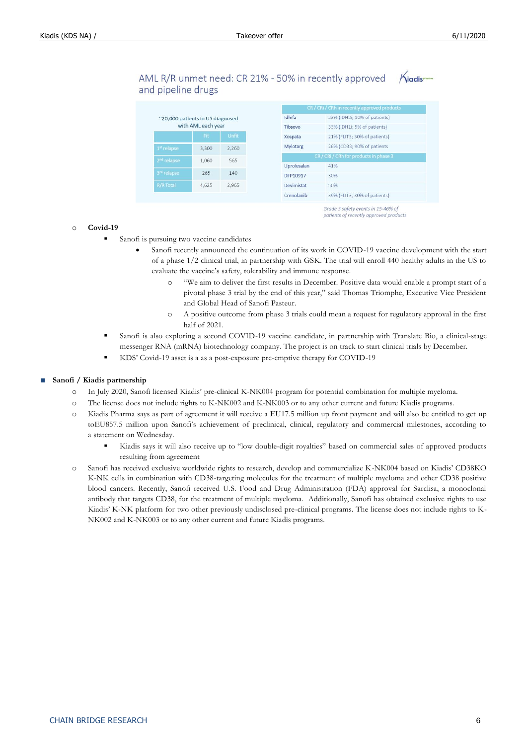AML R/R unmet need: CR 21% - 50% in recently approved and pipeline drugs

~20,000 patients in US diagnosed with AML each year

| | Fit | Unfit |
|---|---|---|
| 1st relapse | 3,300 | 2,260 |
| 2nd relapse | 1,060 | 565 |
| 3rd relapse | 265 | 140 |
| R/R Total | 4,625 | 2,965 |

| CR / CRi / CRh in recently approved products | |
|---|---|
| Idhifa | 23% (IDH2i; 10% of patients) |
| Tibsovo | 33% (IDH1i; 5% of patients) |
| Xospata | 21% (FLIT3; 30% of patients) |
| Mylotarg | 26% (CD33; 90% of patients |
| **CR / CRi / CRh for products in phase 3** | |
| Uproleselan | 41% |
| DFP10917 | 30% |
| Devimistat | 50% |
| Crenolanib | 39% (FLIT3; 30% of patients) |

Grade 3 safety events in 15-46% of patients of recently approved products

- **Covid-19**
  - Sanofi is pursuing two vaccine candidates
    - Sanofi recently announced the continuation of its work in COVID-19 vaccine development with the start of a phase 1/2 clinical trial, in partnership with GSK. The trial will enroll 440 healthy adults in the US to evaluate the vaccine's safety, tolerability and immune response.
      - "We aim to deliver the first results in December. Positive data would enable a prompt start of a pivotal phase 3 trial by the end of this year," said Thomas Triomphe, Executive Vice President and Global Head of Sanofi Pasteur.
      - A positive outcome from phase 3 trials could mean a request for regulatory approval in the first half of 2021.
  - Sanofi is also exploring a second COVID-19 vaccine candidate, in partnership with Translate Bio, a clinical-stage messenger RNA (mRNA) biotechnology company. The project is on track to start clinical trials by December.
  - KDS' Covid-19 asset is a as a post-exposure pre-emptive therapy for COVID-19

- **Sanofi / Kiadis partnership**
  - In July 2020, Sanofi licensed Kiadis' pre-clinical K-NK004 program for potential combination for multiple myeloma.
  - The license does not include rights to K-NK002 and K-NK003 or to any other current and future Kiadis programs.
  - Kiadis Pharma says as part of agreement it will receive a EU17.5 million up front payment and will also be entitled to get up toEU857.5 million upon Sanofi's achievement of preclinical, clinical, regulatory and commercial milestones, according to a statement on Wednesday.
    - Kiadis says it will also receive up to "low double-digit royalties" based on commercial sales of approved products resulting from agreement
  - Sanofi has received exclusive worldwide rights to research, develop and commercialize K-NK004 based on Kiadis' CD38KO K-NK cells in combination with CD38-targeting molecules for the treatment of multiple myeloma and other CD38 positive blood cancers. Recently, Sanofi received U.S. Food and Drug Administration (FDA) approval for Sarclisa, a monoclonal antibody that targets CD38, for the treatment of multiple myeloma. Additionally, Sanofi has obtained exclusive rights to use Kiadis' K-NK platform for two other previously undisclosed pre-clinical programs. The license does not include rights to K-NK002 and K-NK003 or to any other current and future Kiadis programs.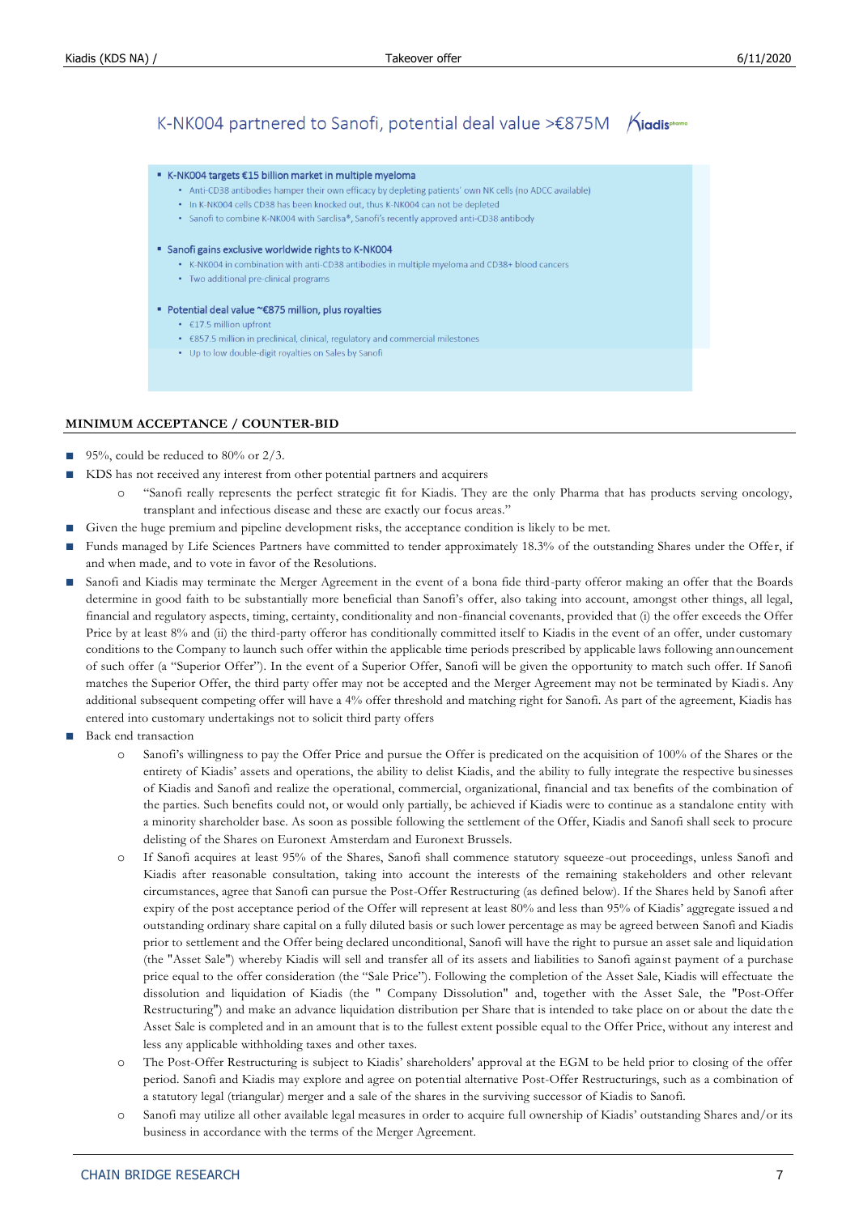## K-NK004 partnered to Sanofi, potential deal value >€875M

- **K-NK004 targets €15 billion market in multiple myeloma**
  - Anti-CD38 antibodies hamper their own efficacy by depleting patients' own NK cells (no ADCC available)
  - In K-NK004 cells CD38 has been knocked out, thus K-NK004 can not be depleted
  - Sanofi to combine K-NK004 with Sarclisa®, Sanofi's recently approved anti-CD38 antibody
- **Sanofi gains exclusive worldwide rights to K-NK004**
  - K-NK004 in combination with anti-CD38 antibodies in multiple myeloma and CD38+ blood cancers
  - Two additional pre-clinical programs
- **Potential deal value ~€875 million, plus royalties**
  - €17.5 million upfront
  - €857.5 million in preclinical, clinical, regulatory and commercial milestones
  - Up to low double-digit royalties on Sales by Sanofi

### MINIMUM ACCEPTANCE / COUNTER-BID

- 95%, could be reduced to 80% or 2/3.
- KDS has not received any interest from other potential partners and acquirers
  - "Sanofi really represents the perfect strategic fit for Kiadis. They are the only Pharma that has products serving oncology, transplant and infectious disease and these are exactly our focus areas."
- Given the huge premium and pipeline development risks, the acceptance condition is likely to be met.
- Funds managed by Life Sciences Partners have committed to tender approximately 18.3% of the outstanding Shares under the Offer, if and when made, and to vote in favor of the Resolutions.
- Sanofi and Kiadis may terminate the Merger Agreement in the event of a bona fide third-party offeror making an offer that the Boards determine in good faith to be substantially more beneficial than Sanofi's offer, also taking into account, amongst other things, all legal, financial and regulatory aspects, timing, certainty, conditionality and non-financial covenants, provided that (i) the offer exceeds the Offer Price by at least 8% and (ii) the third-party offeror has conditionally committed itself to Kiadis in the event of an offer, under customary conditions to the Company to launch such offer within the applicable time periods prescribed by applicable laws following announcement of such offer (a "Superior Offer"). In the event of a Superior Offer, Sanofi will be given the opportunity to match such offer. If Sanofi matches the Superior Offer, the third party offer may not be accepted and the Merger Agreement may not be terminated by Kiadis. Any additional subsequent competing offer will have a 4% offer threshold and matching right for Sanofi. As part of the agreement, Kiadis has entered into customary undertakings not to solicit third party offers
- Back end transaction
  - Sanofi's willingness to pay the Offer Price and pursue the Offer is predicated on the acquisition of 100% of the Shares or the entirety of Kiadis' assets and operations, the ability to delist Kiadis, and the ability to fully integrate the respective businesses of Kiadis and Sanofi and realize the operational, commercial, organizational, financial and tax benefits of the combination of the parties. Such benefits could not, or would only partially, be achieved if Kiadis were to continue as a standalone entity with a minority shareholder base. As soon as possible following the settlement of the Offer, Kiadis and Sanofi shall seek to procure delisting of the Shares on Euronext Amsterdam and Euronext Brussels.
  - If Sanofi acquires at least 95% of the Shares, Sanofi shall commence statutory squeeze-out proceedings, unless Sanofi and Kiadis after reasonable consultation, taking into account the interests of the remaining stakeholders and other relevant circumstances, agree that Sanofi can pursue the Post-Offer Restructuring (as defined below). If the Shares held by Sanofi after expiry of the post acceptance period of the Offer will represent at least 80% and less than 95% of Kiadis' aggregate issued and outstanding ordinary share capital on a fully diluted basis or such lower percentage as may be agreed between Sanofi and Kiadis prior to settlement and the Offer being declared unconditional, Sanofi will have the right to pursue an asset sale and liquidation (the "Asset Sale") whereby Kiadis will sell and transfer all of its assets and liabilities to Sanofi against payment of a purchase price equal to the offer consideration (the "Sale Price"). Following the completion of the Asset Sale, Kiadis will effectuate the dissolution and liquidation of Kiadis (the " Company Dissolution" and, together with the Asset Sale, the "Post-Offer Restructuring") and make an advance liquidation distribution per Share that is intended to take place on or about the date the Asset Sale is completed and in an amount that is to the fullest extent possible equal to the Offer Price, without any interest and less any applicable withholding taxes and other taxes.
  - The Post-Offer Restructuring is subject to Kiadis' shareholders' approval at the EGM to be held prior to closing of the offer period. Sanofi and Kiadis may explore and agree on potential alternative Post-Offer Restructurings, such as a combination of a statutory legal (triangular) merger and a sale of the shares in the surviving successor of Kiadis to Sanofi.
  - Sanofi may utilize all other available legal measures in order to acquire full ownership of Kiadis' outstanding Shares and/or its business in accordance with the terms of the Merger Agreement.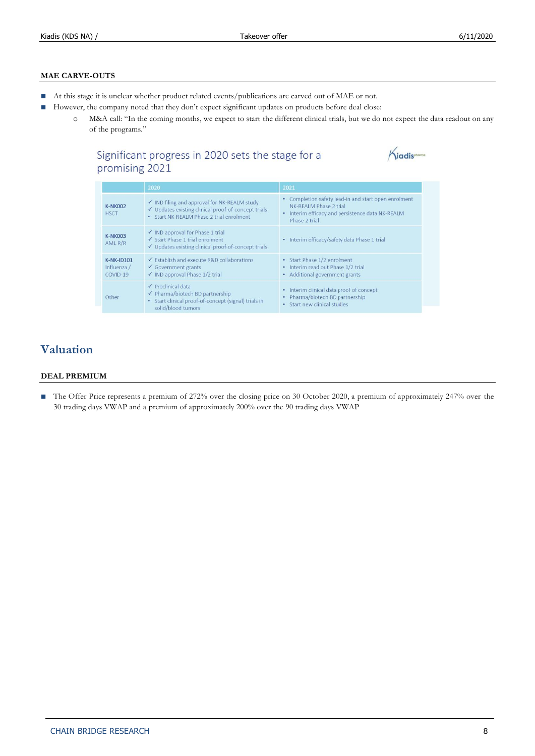### MAE CARVE-OUTS

- At this stage it is unclear whether product related events/publications are carved out of MAE or not.
- However, the company noted that they don't expect significant updates on products before deal close:
  - M&A call: "In the coming months, we expect to start the different clinical trials, but we do not expect the data readout on any of the programs."

Significant progress in 2020 sets the stage for a promising 2021

Kiadis pharma

| | 2020 | 2021 |
|---|---|---|
| K-NK002 HSCT | ✓ IND filing and approval for NK-REALM study<br>✓ Updates existing clinical proof-of-concept trials<br>• Start NK-REALM Phase 2 trial enrolment | • Completion safety lead-in and start open enrolment NK-REALM Phase 2 trial<br>• Interim efficacy and persistence data NK-REALM Phase 2 trial |
| K-NK003 AML R/R | ✓ IND approval for Phase 1 trial<br>✓ Start Phase 1 trial enrolment<br>✓ Updates existing clinical proof-of-concept trials | • Interim efficacy/safety data Phase 1 trial |
| K-NK-ID101 Influenza / COVID-19 | ✓ Establish and execute R&D collaborations<br>✓ Government grants<br>✓ IND approval Phase 1/2 trial | • Start Phase 1/2 enrolment<br>• Interim read out Phase 1/2 trial<br>• Additional government grants |
| Other | ✓ Preclinical data<br>✓ Pharma/biotech BD partnership<br>• Start clinical proof-of-concept (signal) trials in solid/blood tumors | • Interim clinical data proof of concept<br>• Pharma/biotech BD partnership<br>• Start new clinical studies |

## Valuation

### DEAL PREMIUM

- The Offer Price represents a premium of 272% over the closing price on 30 October 2020, a premium of approximately 247% over the 30 trading days VWAP and a premium of approximately 200% over the 90 trading days VWAP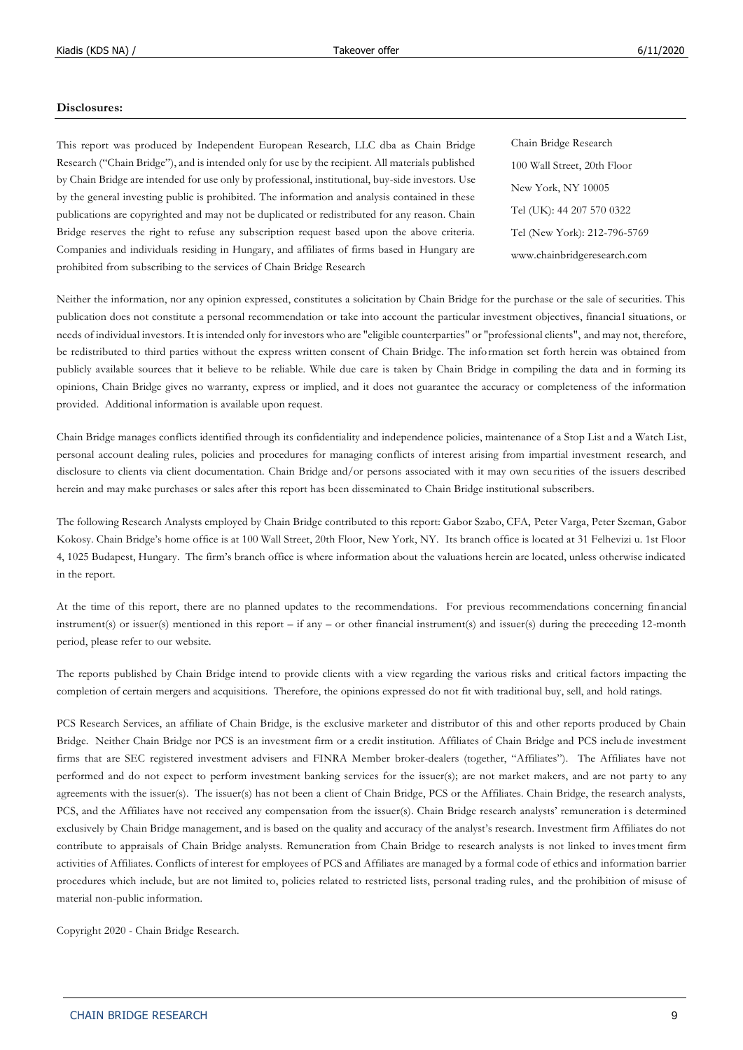**Disclosures:**

This report was produced by Independent European Research, LLC dba as Chain Bridge Research ("Chain Bridge"), and is intended only for use by the recipient. All materials published by Chain Bridge are intended for use only by professional, institutional, buy-side investors. Use by the general investing public is prohibited. The information and analysis contained in these publications are copyrighted and may not be duplicated or redistributed for any reason. Chain Bridge reserves the right to refuse any subscription request based upon the above criteria. Companies and individuals residing in Hungary, and affiliates of firms based in Hungary are prohibited from subscribing to the services of Chain Bridge Research

Chain Bridge Research
100 Wall Street, 20th Floor
New York, NY 10005
Tel (UK): 44 207 570 0322
Tel (New York): 212-796-5769
www.chainbridgeresearch.com

Neither the information, nor any opinion expressed, constitutes a solicitation by Chain Bridge for the purchase or the sale of securities. This publication does not constitute a personal recommendation or take into account the particular investment objectives, financial situations, or needs of individual investors. It is intended only for investors who are "eligible counterparties" or "professional clients", and may not, therefore, be redistributed to third parties without the express written consent of Chain Bridge. The information set forth herein was obtained from publicly available sources that it believe to be reliable. While due care is taken by Chain Bridge in compiling the data and in forming its opinions, Chain Bridge gives no warranty, express or implied, and it does not guarantee the accuracy or completeness of the information provided. Additional information is available upon request.

Chain Bridge manages conflicts identified through its confidentiality and independence policies, maintenance of a Stop List and a Watch List, personal account dealing rules, policies and procedures for managing conflicts of interest arising from impartial investment research, and disclosure to clients via client documentation. Chain Bridge and/or persons associated with it may own securities of the issuers described herein and may make purchases or sales after this report has been disseminated to Chain Bridge institutional subscribers.

The following Research Analysts employed by Chain Bridge contributed to this report: Gabor Szabo, CFA, Peter Varga, Peter Szeman, Gabor Kokosy. Chain Bridge's home office is at 100 Wall Street, 20th Floor, New York, NY. Its branch office is located at 31 Felhevizi u. 1st Floor 4, 1025 Budapest, Hungary. The firm's branch office is where information about the valuations herein are located, unless otherwise indicated in the report.

At the time of this report, there are no planned updates to the recommendations. For previous recommendations concerning financial instrument(s) or issuer(s) mentioned in this report – if any – or other financial instrument(s) and issuer(s) during the preceeding 12-month period, please refer to our website.

The reports published by Chain Bridge intend to provide clients with a view regarding the various risks and critical factors impacting the completion of certain mergers and acquisitions. Therefore, the opinions expressed do not fit with traditional buy, sell, and hold ratings.

PCS Research Services, an affiliate of Chain Bridge, is the exclusive marketer and distributor of this and other reports produced by Chain Bridge. Neither Chain Bridge nor PCS is an investment firm or a credit institution. Affiliates of Chain Bridge and PCS include investment firms that are SEC registered investment advisers and FINRA Member broker-dealers (together, "Affiliates"). The Affiliates have not performed and do not expect to perform investment banking services for the issuer(s); are not market makers, and are not party to any agreements with the issuer(s). The issuer(s) has not been a client of Chain Bridge, PCS or the Affiliates. Chain Bridge, the research analysts, PCS, and the Affiliates have not received any compensation from the issuer(s). Chain Bridge research analysts' remuneration is determined exclusively by Chain Bridge management, and is based on the quality and accuracy of the analyst's research. Investment firm Affiliates do not contribute to appraisals of Chain Bridge analysts. Remuneration from Chain Bridge to research analysts is not linked to investment firm activities of Affiliates. Conflicts of interest for employees of PCS and Affiliates are managed by a formal code of ethics and information barrier procedures which include, but are not limited to, policies related to restricted lists, personal trading rules, and the prohibition of misuse of material non-public information.

Copyright 2020 - Chain Bridge Research.